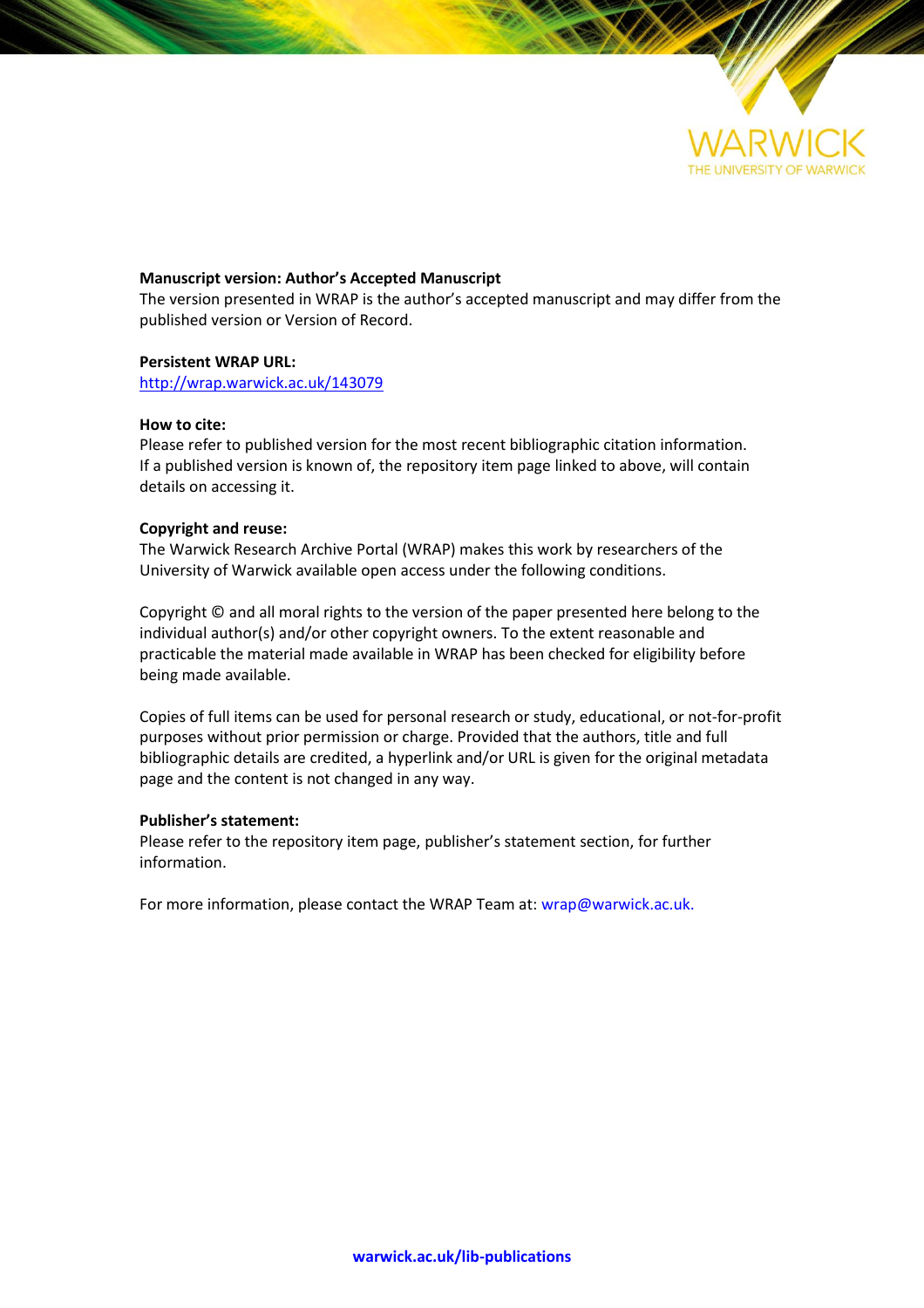**Manuscript version: Author's Accepted Manuscript**
The version presented in WRAP is the author's accepted manuscript and may differ from the published version or Version of Record.

**Persistent WRAP URL:**
http://wrap.warwick.ac.uk/143079

**How to cite:**
Please refer to published version for the most recent bibliographic citation information. If a published version is known of, the repository item page linked to above, will contain details on accessing it.

**Copyright and reuse:**
The Warwick Research Archive Portal (WRAP) makes this work by researchers of the University of Warwick available open access under the following conditions.

Copyright © and all moral rights to the version of the paper presented here belong to the individual author(s) and/or other copyright owners. To the extent reasonable and practicable the material made available in WRAP has been checked for eligibility before being made available.

Copies of full items can be used for personal research or study, educational, or not-for-profit purposes without prior permission or charge. Provided that the authors, title and full bibliographic details are credited, a hyperlink and/or URL is given for the original metadata page and the content is not changed in any way.

**Publisher's statement:**
Please refer to the repository item page, publisher's statement section, for further information.

For more information, please contact the WRAP Team at: wrap@warwick.ac.uk.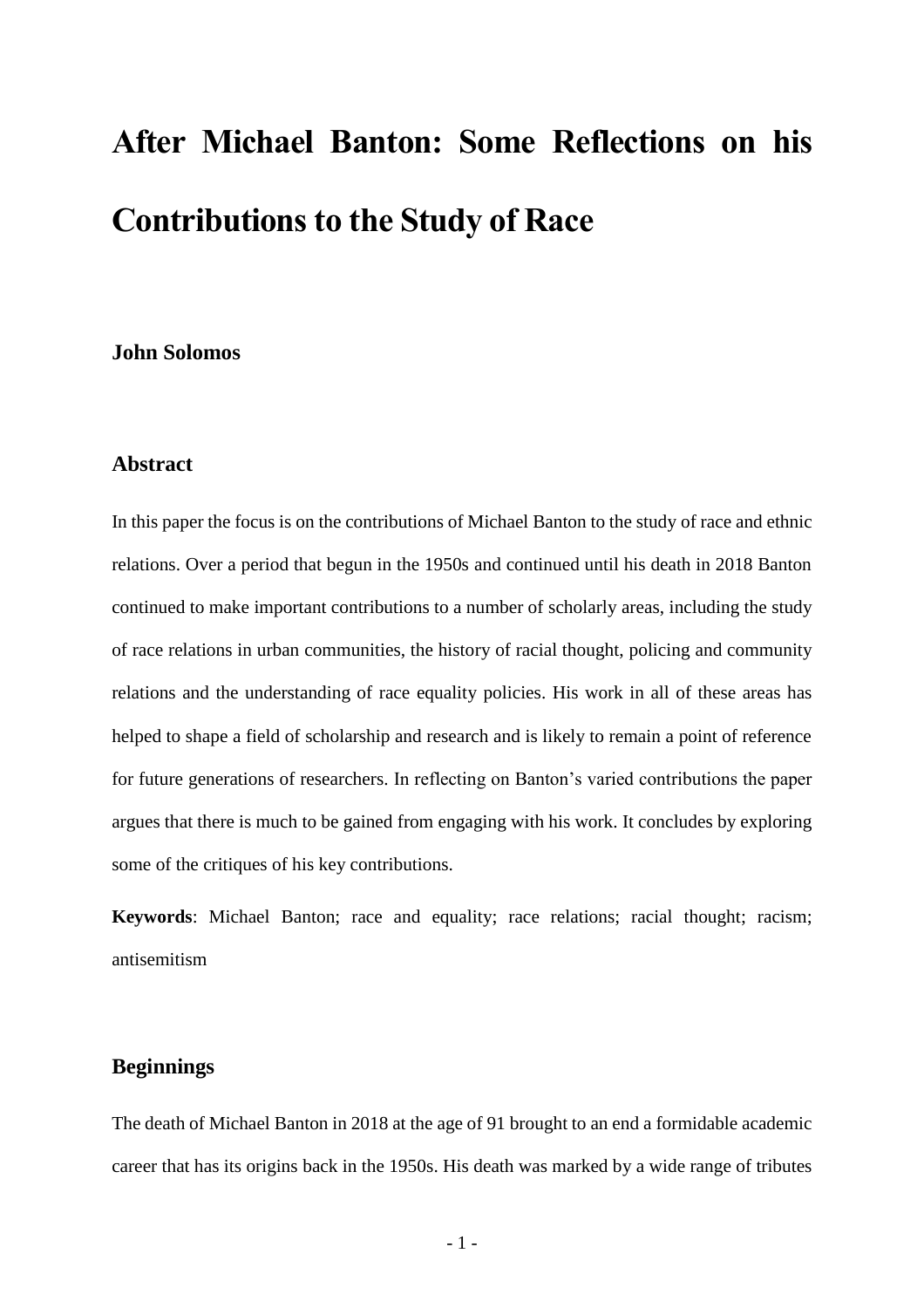# After Michael Banton: Some Reflections on his Contributions to the Study of Race

**John Solomos**

## Abstract

In this paper the focus is on the contributions of Michael Banton to the study of race and ethnic relations. Over a period that begun in the 1950s and continued until his death in 2018 Banton continued to make important contributions to a number of scholarly areas, including the study of race relations in urban communities, the history of racial thought, policing and community relations and the understanding of race equality policies. His work in all of these areas has helped to shape a field of scholarship and research and is likely to remain a point of reference for future generations of researchers. In reflecting on Banton's varied contributions the paper argues that there is much to be gained from engaging with his work. It concludes by exploring some of the critiques of his key contributions.

**Keywords**: Michael Banton; race and equality; race relations; racial thought; racism; antisemitism

## Beginnings

The death of Michael Banton in 2018 at the age of 91 brought to an end a formidable academic career that has its origins back in the 1950s. His death was marked by a wide range of tributes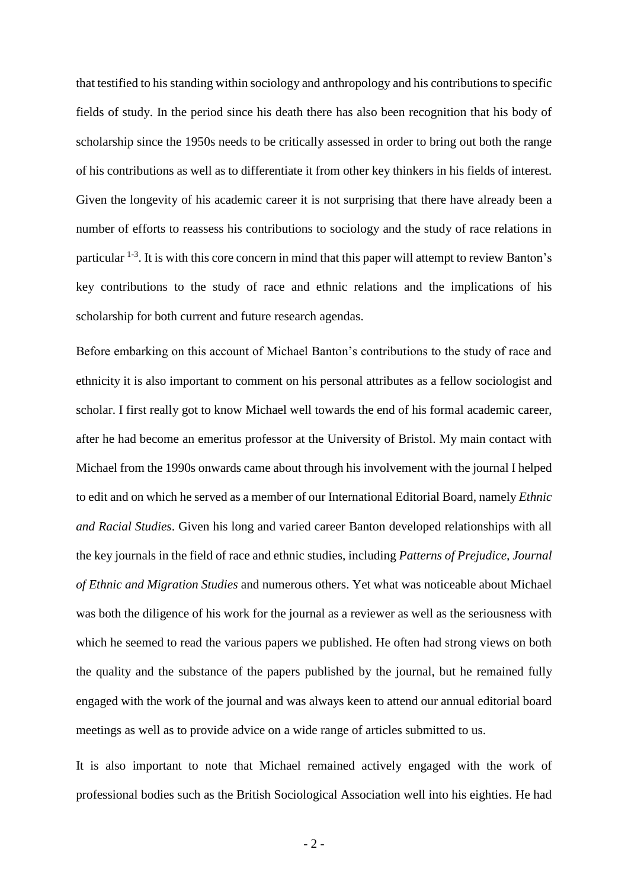that testified to his standing within sociology and anthropology and his contributions to specific fields of study. In the period since his death there has also been recognition that his body of scholarship since the 1950s needs to be critically assessed in order to bring out both the range of his contributions as well as to differentiate it from other key thinkers in his fields of interest. Given the longevity of his academic career it is not surprising that there have already been a number of efforts to reassess his contributions to sociology and the study of race relations in particular [1-3]. It is with this core concern in mind that this paper will attempt to review Banton's key contributions to the study of race and ethnic relations and the implications of his scholarship for both current and future research agendas.

Before embarking on this account of Michael Banton's contributions to the study of race and ethnicity it is also important to comment on his personal attributes as a fellow sociologist and scholar. I first really got to know Michael well towards the end of his formal academic career, after he had become an emeritus professor at the University of Bristol. My main contact with Michael from the 1990s onwards came about through his involvement with the journal I helped to edit and on which he served as a member of our International Editorial Board, namely *Ethnic and Racial Studies*. Given his long and varied career Banton developed relationships with all the key journals in the field of race and ethnic studies, including *Patterns of Prejudice, Journal of Ethnic and Migration Studies* and numerous others. Yet what was noticeable about Michael was both the diligence of his work for the journal as a reviewer as well as the seriousness with which he seemed to read the various papers we published. He often had strong views on both the quality and the substance of the papers published by the journal, but he remained fully engaged with the work of the journal and was always keen to attend our annual editorial board meetings as well as to provide advice on a wide range of articles submitted to us.

It is also important to note that Michael remained actively engaged with the work of professional bodies such as the British Sociological Association well into his eighties. He had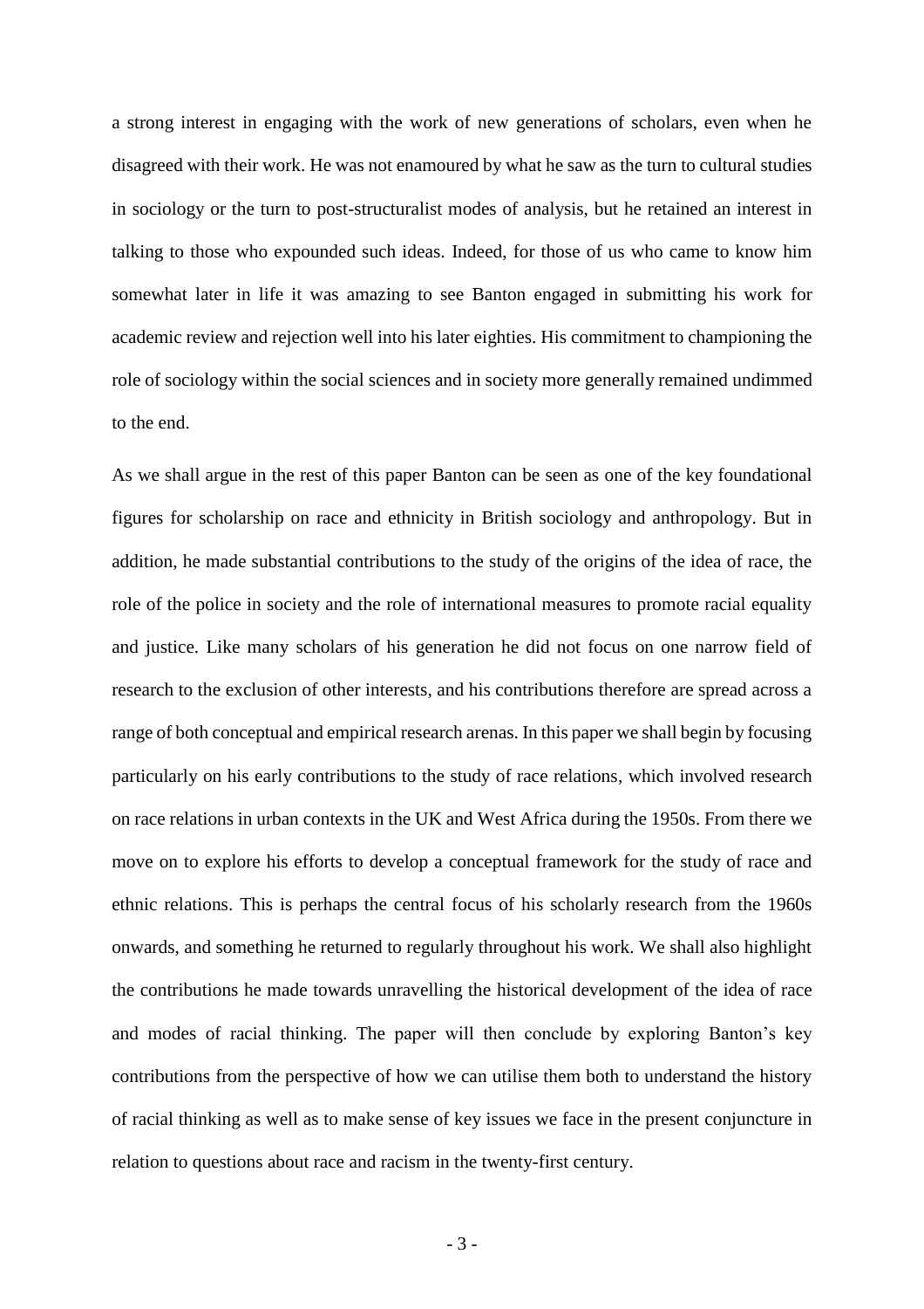a strong interest in engaging with the work of new generations of scholars, even when he disagreed with their work. He was not enamoured by what he saw as the turn to cultural studies in sociology or the turn to post-structuralist modes of analysis, but he retained an interest in talking to those who expounded such ideas. Indeed, for those of us who came to know him somewhat later in life it was amazing to see Banton engaged in submitting his work for academic review and rejection well into his later eighties. His commitment to championing the role of sociology within the social sciences and in society more generally remained undimmed to the end.

As we shall argue in the rest of this paper Banton can be seen as one of the key foundational figures for scholarship on race and ethnicity in British sociology and anthropology. But in addition, he made substantial contributions to the study of the origins of the idea of race, the role of the police in society and the role of international measures to promote racial equality and justice. Like many scholars of his generation he did not focus on one narrow field of research to the exclusion of other interests, and his contributions therefore are spread across a range of both conceptual and empirical research arenas. In this paper we shall begin by focusing particularly on his early contributions to the study of race relations, which involved research on race relations in urban contexts in the UK and West Africa during the 1950s. From there we move on to explore his efforts to develop a conceptual framework for the study of race and ethnic relations. This is perhaps the central focus of his scholarly research from the 1960s onwards, and something he returned to regularly throughout his work. We shall also highlight the contributions he made towards unravelling the historical development of the idea of race and modes of racial thinking. The paper will then conclude by exploring Banton's key contributions from the perspective of how we can utilise them both to understand the history of racial thinking as well as to make sense of key issues we face in the present conjuncture in relation to questions about race and racism in the twenty-first century.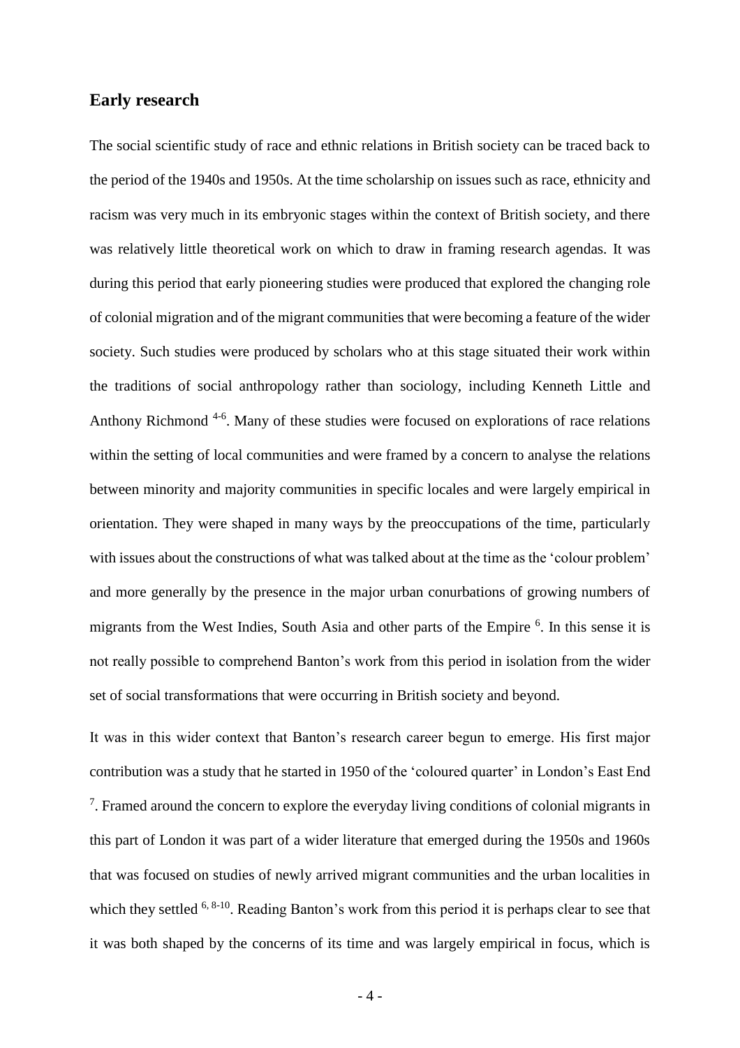## Early research

The social scientific study of race and ethnic relations in British society can be traced back to the period of the 1940s and 1950s. At the time scholarship on issues such as race, ethnicity and racism was very much in its embryonic stages within the context of British society, and there was relatively little theoretical work on which to draw in framing research agendas. It was during this period that early pioneering studies were produced that explored the changing role of colonial migration and of the migrant communities that were becoming a feature of the wider society. Such studies were produced by scholars who at this stage situated their work within the traditions of social anthropology rather than sociology, including Kenneth Little and Anthony Richmond [4-6]. Many of these studies were focused on explorations of race relations within the setting of local communities and were framed by a concern to analyse the relations between minority and majority communities in specific locales and were largely empirical in orientation. They were shaped in many ways by the preoccupations of the time, particularly with issues about the constructions of what was talked about at the time as the 'colour problem' and more generally by the presence in the major urban conurbations of growing numbers of migrants from the West Indies, South Asia and other parts of the Empire [6]. In this sense it is not really possible to comprehend Banton's work from this period in isolation from the wider set of social transformations that were occurring in British society and beyond.

It was in this wider context that Banton's research career begun to emerge. His first major contribution was a study that he started in 1950 of the 'coloured quarter' in London's East End [7]. Framed around the concern to explore the everyday living conditions of colonial migrants in this part of London it was part of a wider literature that emerged during the 1950s and 1960s that was focused on studies of newly arrived migrant communities and the urban localities in which they settled [6, 8-10]. Reading Banton's work from this period it is perhaps clear to see that it was both shaped by the concerns of its time and was largely empirical in focus, which is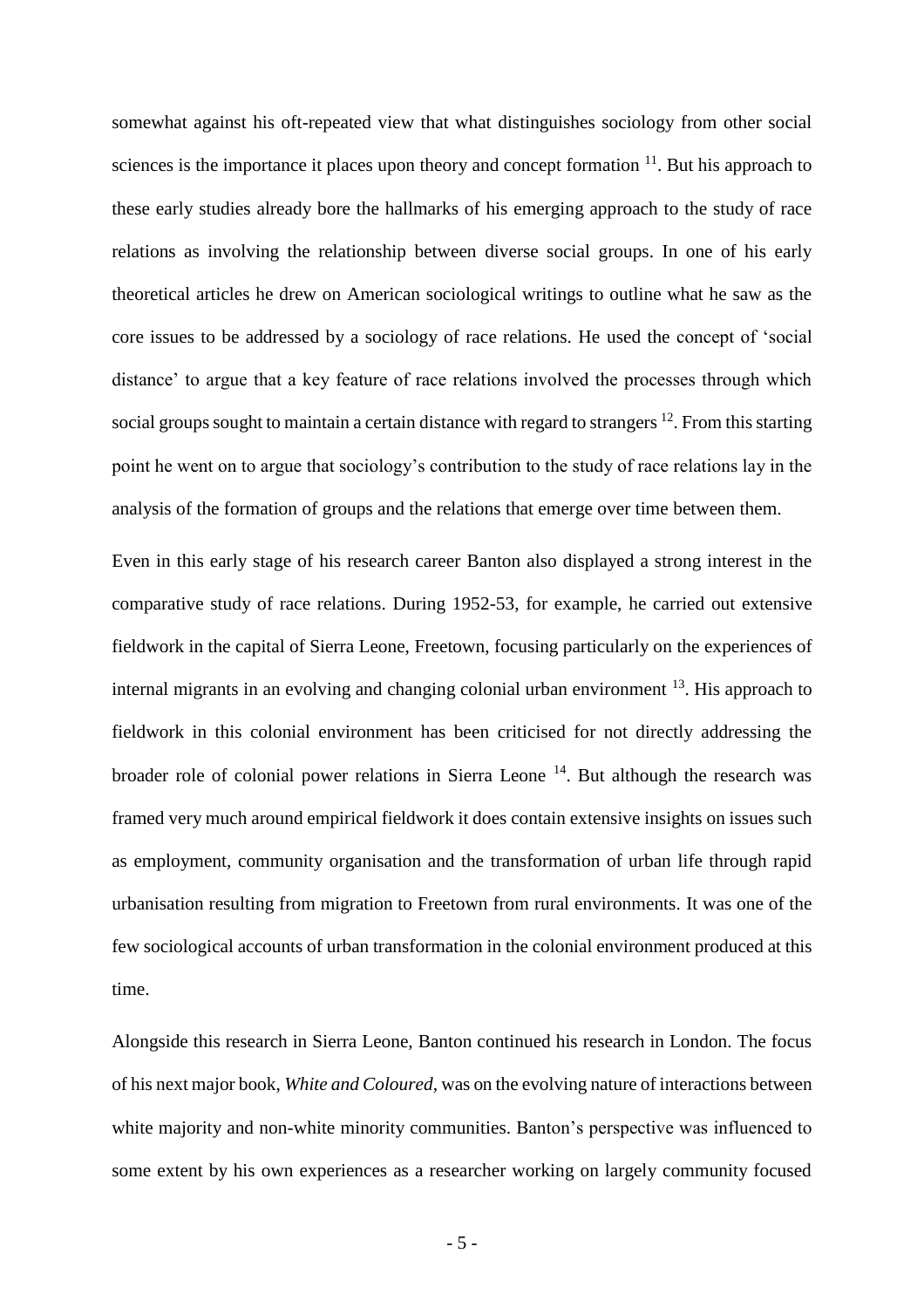somewhat against his oft-repeated view that what distinguishes sociology from other social sciences is the importance it places upon theory and concept formation [11]. But his approach to these early studies already bore the hallmarks of his emerging approach to the study of race relations as involving the relationship between diverse social groups. In one of his early theoretical articles he drew on American sociological writings to outline what he saw as the core issues to be addressed by a sociology of race relations. He used the concept of 'social distance' to argue that a key feature of race relations involved the processes through which social groups sought to maintain a certain distance with regard to strangers [12]. From this starting point he went on to argue that sociology's contribution to the study of race relations lay in the analysis of the formation of groups and the relations that emerge over time between them.

Even in this early stage of his research career Banton also displayed a strong interest in the comparative study of race relations. During 1952-53, for example, he carried out extensive fieldwork in the capital of Sierra Leone, Freetown, focusing particularly on the experiences of internal migrants in an evolving and changing colonial urban environment [13]. His approach to fieldwork in this colonial environment has been criticised for not directly addressing the broader role of colonial power relations in Sierra Leone [14]. But although the research was framed very much around empirical fieldwork it does contain extensive insights on issues such as employment, community organisation and the transformation of urban life through rapid urbanisation resulting from migration to Freetown from rural environments. It was one of the few sociological accounts of urban transformation in the colonial environment produced at this time.

Alongside this research in Sierra Leone, Banton continued his research in London. The focus of his next major book, *White and Coloured*, was on the evolving nature of interactions between white majority and non-white minority communities. Banton's perspective was influenced to some extent by his own experiences as a researcher working on largely community focused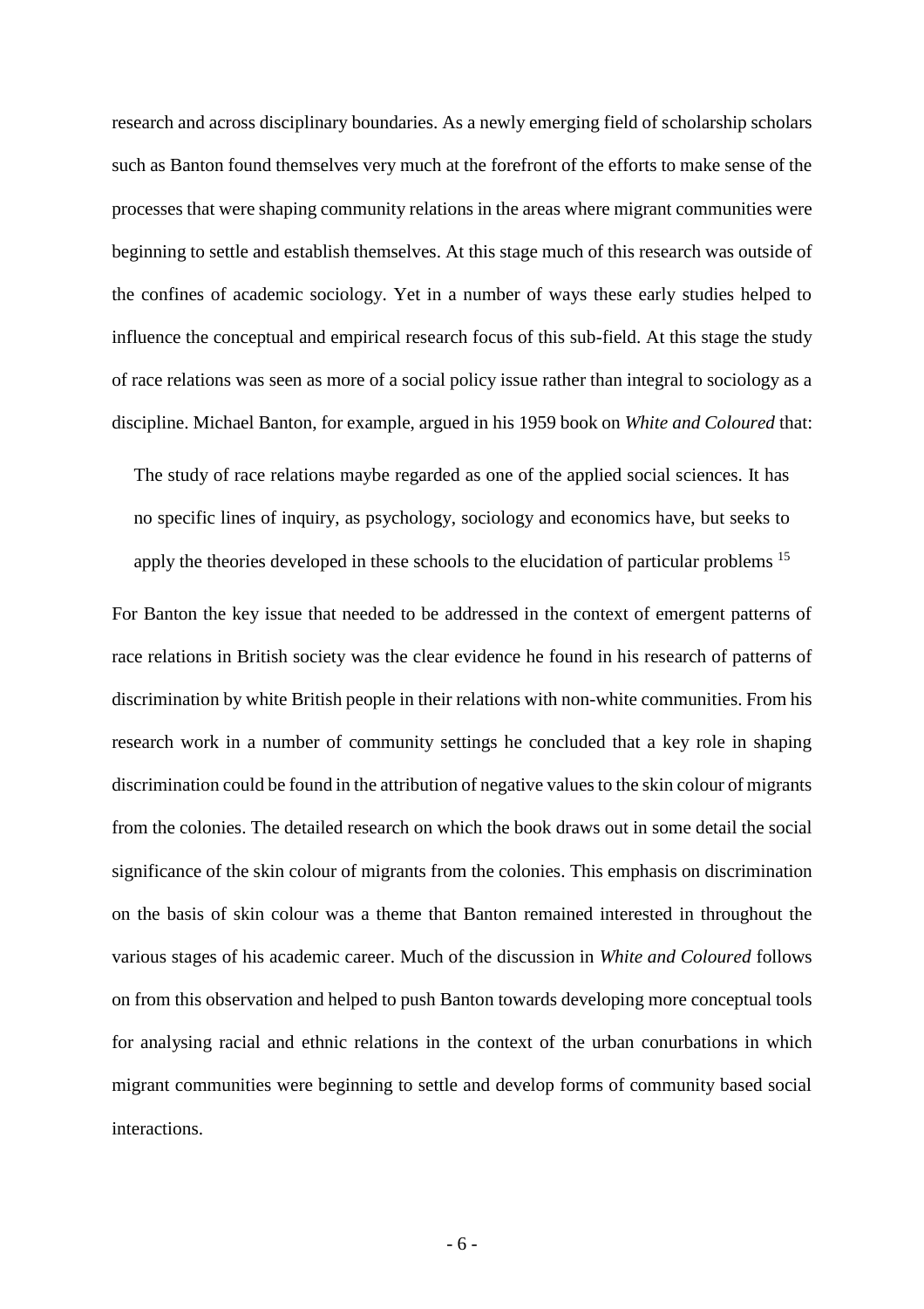research and across disciplinary boundaries. As a newly emerging field of scholarship scholars such as Banton found themselves very much at the forefront of the efforts to make sense of the processes that were shaping community relations in the areas where migrant communities were beginning to settle and establish themselves. At this stage much of this research was outside of the confines of academic sociology. Yet in a number of ways these early studies helped to influence the conceptual and empirical research focus of this sub-field. At this stage the study of race relations was seen as more of a social policy issue rather than integral to sociology as a discipline. Michael Banton, for example, argued in his 1959 book on *White and Coloured* that:

> The study of race relations maybe regarded as one of the applied social sciences. It has no specific lines of inquiry, as psychology, sociology and economics have, but seeks to apply the theories developed in these schools to the elucidation of particular problems [15]

For Banton the key issue that needed to be addressed in the context of emergent patterns of race relations in British society was the clear evidence he found in his research of patterns of discrimination by white British people in their relations with non-white communities. From his research work in a number of community settings he concluded that a key role in shaping discrimination could be found in the attribution of negative values to the skin colour of migrants from the colonies. The detailed research on which the book draws out in some detail the social significance of the skin colour of migrants from the colonies. This emphasis on discrimination on the basis of skin colour was a theme that Banton remained interested in throughout the various stages of his academic career. Much of the discussion in *White and Coloured* follows on from this observation and helped to push Banton towards developing more conceptual tools for analysing racial and ethnic relations in the context of the urban conurbations in which migrant communities were beginning to settle and develop forms of community based social interactions.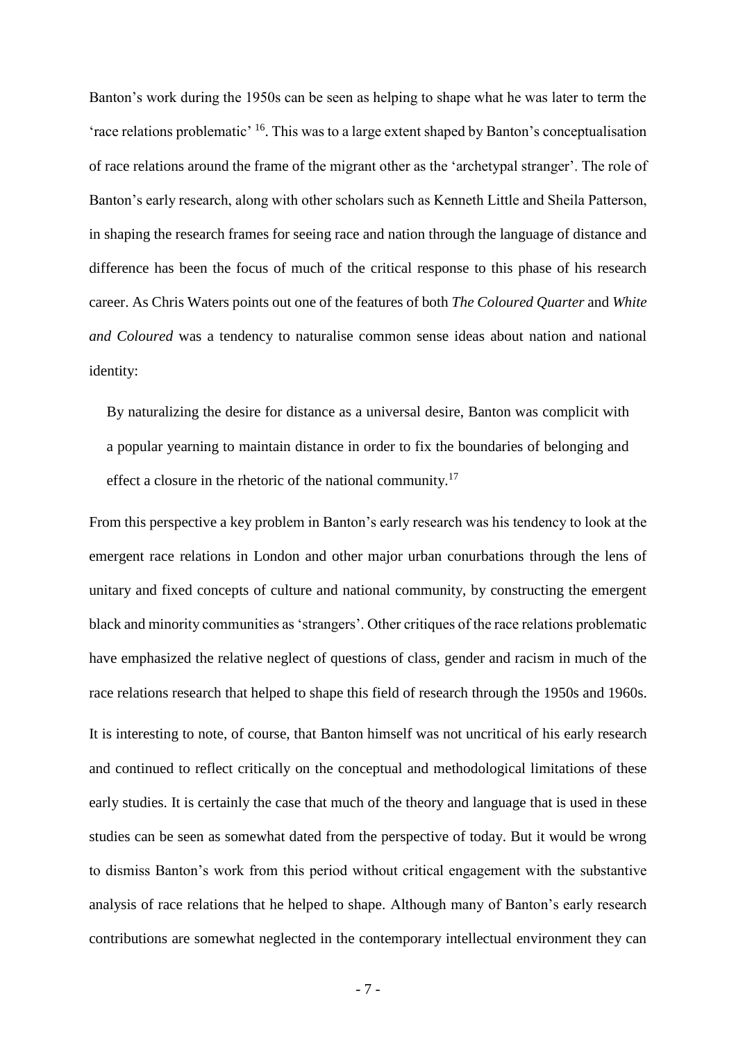Banton's work during the 1950s can be seen as helping to shape what he was later to term the 'race relations problematic' [16]. This was to a large extent shaped by Banton's conceptualisation of race relations around the frame of the migrant other as the 'archetypal stranger'. The role of Banton's early research, along with other scholars such as Kenneth Little and Sheila Patterson, in shaping the research frames for seeing race and nation through the language of distance and difference has been the focus of much of the critical response to this phase of his research career. As Chris Waters points out one of the features of both *The Coloured Quarter* and *White and Coloured* was a tendency to naturalise common sense ideas about nation and national identity:

> By naturalizing the desire for distance as a universal desire, Banton was complicit with a popular yearning to maintain distance in order to fix the boundaries of belonging and effect a closure in the rhetoric of the national community.[17]

From this perspective a key problem in Banton's early research was his tendency to look at the emergent race relations in London and other major urban conurbations through the lens of unitary and fixed concepts of culture and national community, by constructing the emergent black and minority communities as 'strangers'. Other critiques of the race relations problematic have emphasized the relative neglect of questions of class, gender and racism in much of the race relations research that helped to shape this field of research through the 1950s and 1960s.

It is interesting to note, of course, that Banton himself was not uncritical of his early research and continued to reflect critically on the conceptual and methodological limitations of these early studies. It is certainly the case that much of the theory and language that is used in these studies can be seen as somewhat dated from the perspective of today. But it would be wrong to dismiss Banton's work from this period without critical engagement with the substantive analysis of race relations that he helped to shape. Although many of Banton's early research contributions are somewhat neglected in the contemporary intellectual environment they can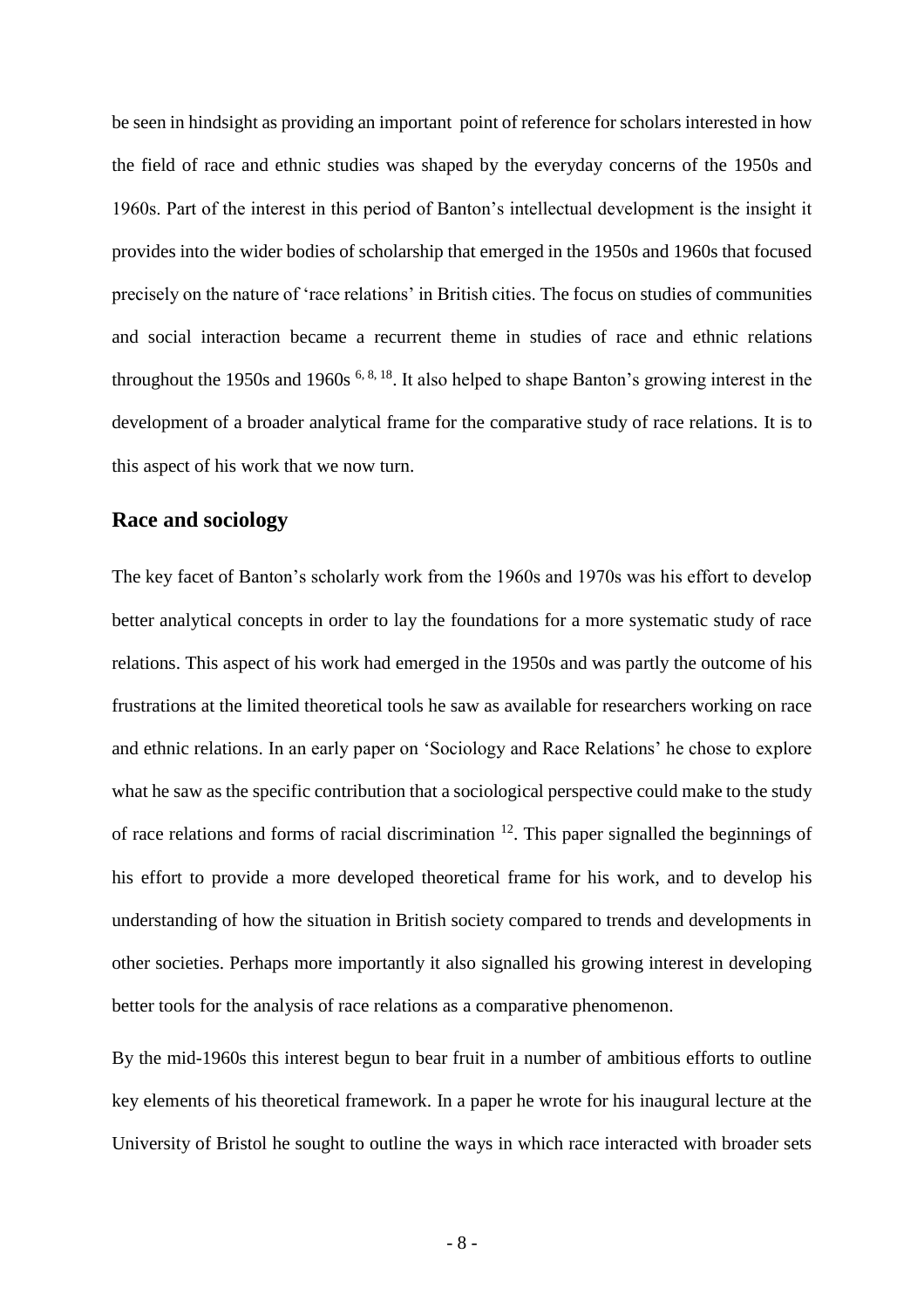be seen in hindsight as providing an important point of reference for scholars interested in how the field of race and ethnic studies was shaped by the everyday concerns of the 1950s and 1960s. Part of the interest in this period of Banton's intellectual development is the insight it provides into the wider bodies of scholarship that emerged in the 1950s and 1960s that focused precisely on the nature of 'race relations' in British cities. The focus on studies of communities and social interaction became a recurrent theme in studies of race and ethnic relations throughout the 1950s and 1960s [6, 8, 18]. It also helped to shape Banton's growing interest in the development of a broader analytical frame for the comparative study of race relations. It is to this aspect of his work that we now turn.

## Race and sociology

The key facet of Banton's scholarly work from the 1960s and 1970s was his effort to develop better analytical concepts in order to lay the foundations for a more systematic study of race relations. This aspect of his work had emerged in the 1950s and was partly the outcome of his frustrations at the limited theoretical tools he saw as available for researchers working on race and ethnic relations. In an early paper on 'Sociology and Race Relations' he chose to explore what he saw as the specific contribution that a sociological perspective could make to the study of race relations and forms of racial discrimination [12]. This paper signalled the beginnings of his effort to provide a more developed theoretical frame for his work, and to develop his understanding of how the situation in British society compared to trends and developments in other societies. Perhaps more importantly it also signalled his growing interest in developing better tools for the analysis of race relations as a comparative phenomenon.

By the mid-1960s this interest begun to bear fruit in a number of ambitious efforts to outline key elements of his theoretical framework. In a paper he wrote for his inaugural lecture at the University of Bristol he sought to outline the ways in which race interacted with broader sets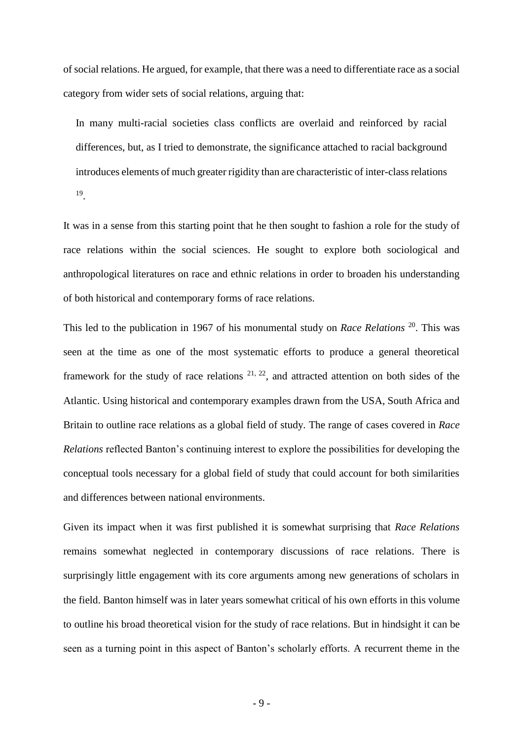of social relations. He argued, for example, that there was a need to differentiate race as a social category from wider sets of social relations, arguing that:

> In many multi-racial societies class conflicts are overlaid and reinforced by racial differences, but, as I tried to demonstrate, the significance attached to racial background introduces elements of much greater rigidity than are characteristic of inter-class relations [19].

It was in a sense from this starting point that he then sought to fashion a role for the study of race relations within the social sciences. He sought to explore both sociological and anthropological literatures on race and ethnic relations in order to broaden his understanding of both historical and contemporary forms of race relations.

This led to the publication in 1967 of his monumental study on *Race Relations* [20]. This was seen at the time as one of the most systematic efforts to produce a general theoretical framework for the study of race relations [21, 22], and attracted attention on both sides of the Atlantic. Using historical and contemporary examples drawn from the USA, South Africa and Britain to outline race relations as a global field of study. The range of cases covered in *Race Relations* reflected Banton's continuing interest to explore the possibilities for developing the conceptual tools necessary for a global field of study that could account for both similarities and differences between national environments.

Given its impact when it was first published it is somewhat surprising that *Race Relations* remains somewhat neglected in contemporary discussions of race relations. There is surprisingly little engagement with its core arguments among new generations of scholars in the field. Banton himself was in later years somewhat critical of his own efforts in this volume to outline his broad theoretical vision for the study of race relations. But in hindsight it can be seen as a turning point in this aspect of Banton's scholarly efforts. A recurrent theme in the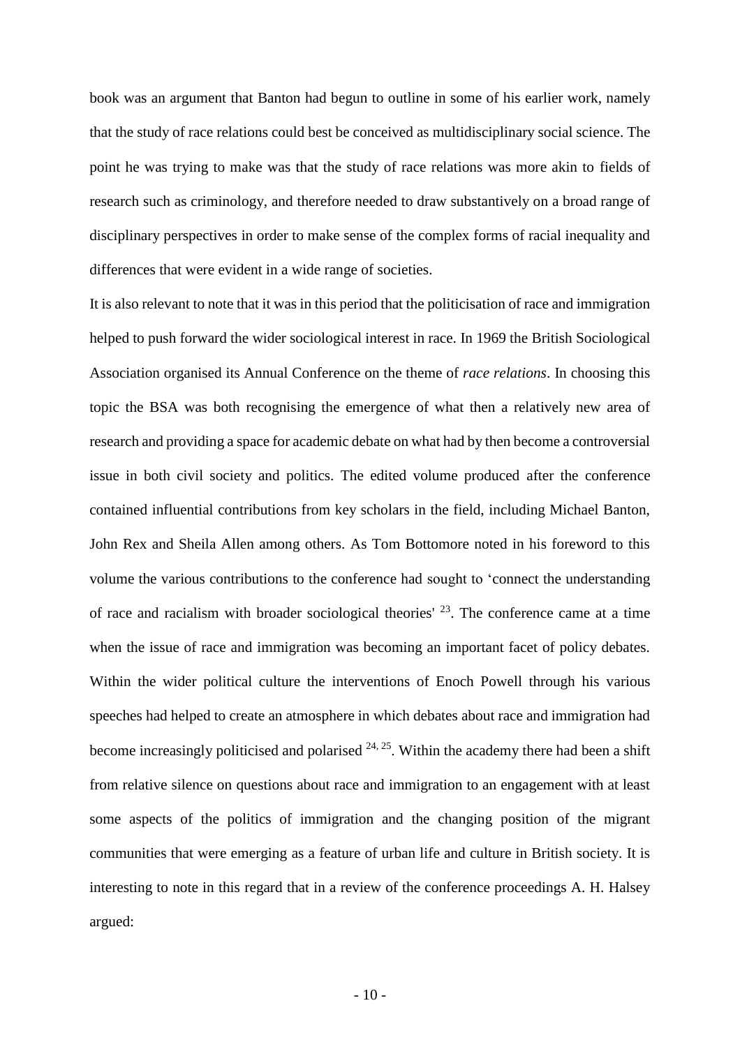book was an argument that Banton had begun to outline in some of his earlier work, namely that the study of race relations could best be conceived as multidisciplinary social science. The point he was trying to make was that the study of race relations was more akin to fields of research such as criminology, and therefore needed to draw substantively on a broad range of disciplinary perspectives in order to make sense of the complex forms of racial inequality and differences that were evident in a wide range of societies.

It is also relevant to note that it was in this period that the politicisation of race and immigration helped to push forward the wider sociological interest in race. In 1969 the British Sociological Association organised its Annual Conference on the theme of *race relations*. In choosing this topic the BSA was both recognising the emergence of what then a relatively new area of research and providing a space for academic debate on what had by then become a controversial issue in both civil society and politics. The edited volume produced after the conference contained influential contributions from key scholars in the field, including Michael Banton, John Rex and Sheila Allen among others. As Tom Bottomore noted in his foreword to this volume the various contributions to the conference had sought to 'connect the understanding of race and racialism with broader sociological theories' [23]. The conference came at a time when the issue of race and immigration was becoming an important facet of policy debates. Within the wider political culture the interventions of Enoch Powell through his various speeches had helped to create an atmosphere in which debates about race and immigration had become increasingly politicised and polarised [24, 25]. Within the academy there had been a shift from relative silence on questions about race and immigration to an engagement with at least some aspects of the politics of immigration and the changing position of the migrant communities that were emerging as a feature of urban life and culture in British society. It is interesting to note in this regard that in a review of the conference proceedings A. H. Halsey argued: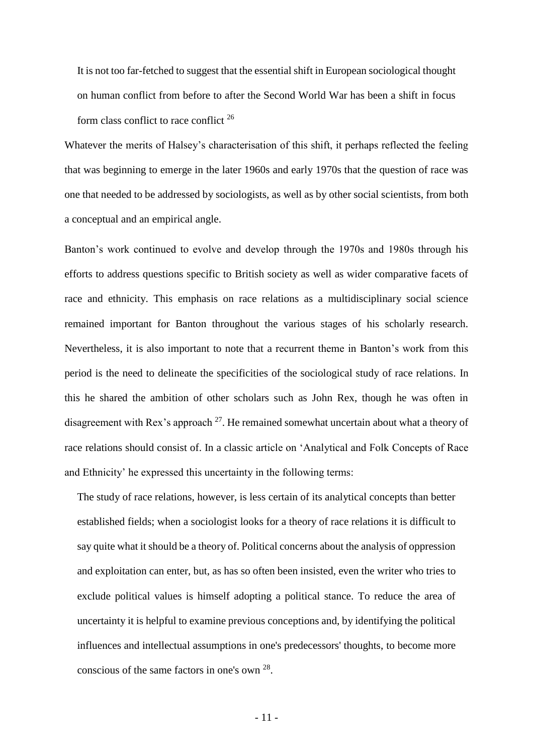> It is not too far-fetched to suggest that the essential shift in European sociological thought on human conflict from before to after the Second World War has been a shift in focus form class conflict to race conflict [26]

Whatever the merits of Halsey's characterisation of this shift, it perhaps reflected the feeling that was beginning to emerge in the later 1960s and early 1970s that the question of race was one that needed to be addressed by sociologists, as well as by other social scientists, from both a conceptual and an empirical angle.

Banton's work continued to evolve and develop through the 1970s and 1980s through his efforts to address questions specific to British society as well as wider comparative facets of race and ethnicity. This emphasis on race relations as a multidisciplinary social science remained important for Banton throughout the various stages of his scholarly research. Nevertheless, it is also important to note that a recurrent theme in Banton's work from this period is the need to delineate the specificities of the sociological study of race relations. In this he shared the ambition of other scholars such as John Rex, though he was often in disagreement with Rex's approach [27]. He remained somewhat uncertain about what a theory of race relations should consist of. In a classic article on 'Analytical and Folk Concepts of Race and Ethnicity' he expressed this uncertainty in the following terms:

> The study of race relations, however, is less certain of its analytical concepts than better established fields; when a sociologist looks for a theory of race relations it is difficult to say quite what it should be a theory of. Political concerns about the analysis of oppression and exploitation can enter, but, as has so often been insisted, even the writer who tries to exclude political values is himself adopting a political stance. To reduce the area of uncertainty it is helpful to examine previous conceptions and, by identifying the political influences and intellectual assumptions in one's predecessors' thoughts, to become more conscious of the same factors in one's own [28].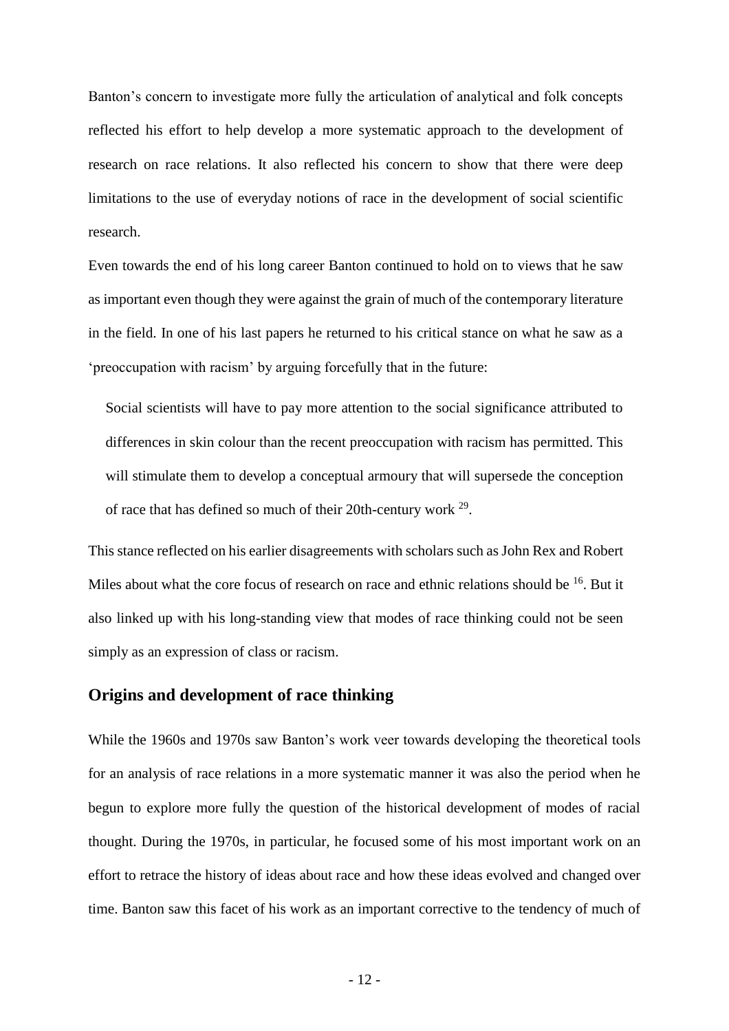Banton's concern to investigate more fully the articulation of analytical and folk concepts reflected his effort to help develop a more systematic approach to the development of research on race relations. It also reflected his concern to show that there were deep limitations to the use of everyday notions of race in the development of social scientific research.

Even towards the end of his long career Banton continued to hold on to views that he saw as important even though they were against the grain of much of the contemporary literature in the field. In one of his last papers he returned to his critical stance on what he saw as a 'preoccupation with racism' by arguing forcefully that in the future:

> Social scientists will have to pay more attention to the social significance attributed to differences in skin colour than the recent preoccupation with racism has permitted. This will stimulate them to develop a conceptual armoury that will supersede the conception of race that has defined so much of their 20th-century work [29].

This stance reflected on his earlier disagreements with scholars such as John Rex and Robert Miles about what the core focus of research on race and ethnic relations should be [16]. But it also linked up with his long-standing view that modes of race thinking could not be seen simply as an expression of class or racism.

## Origins and development of race thinking

While the 1960s and 1970s saw Banton's work veer towards developing the theoretical tools for an analysis of race relations in a more systematic manner it was also the period when he begun to explore more fully the question of the historical development of modes of racial thought. During the 1970s, in particular, he focused some of his most important work on an effort to retrace the history of ideas about race and how these ideas evolved and changed over time. Banton saw this facet of his work as an important corrective to the tendency of much of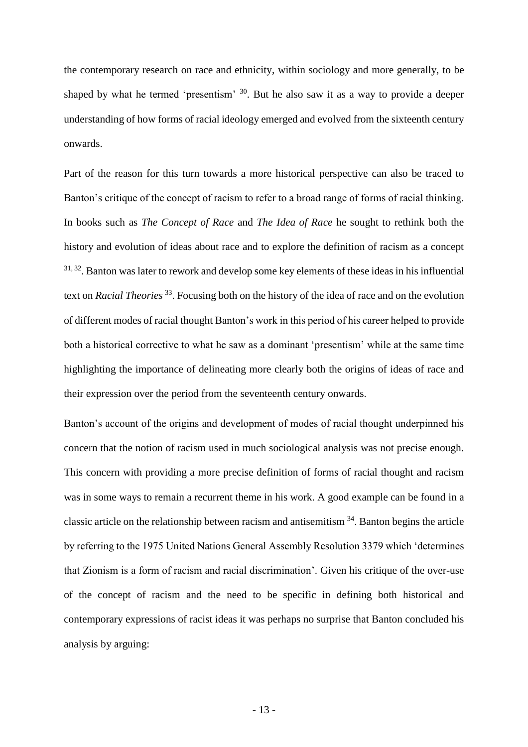the contemporary research on race and ethnicity, within sociology and more generally, to be shaped by what he termed 'presentism' [30]. But he also saw it as a way to provide a deeper understanding of how forms of racial ideology emerged and evolved from the sixteenth century onwards.

Part of the reason for this turn towards a more historical perspective can also be traced to Banton's critique of the concept of racism to refer to a broad range of forms of racial thinking. In books such as *The Concept of Race* and *The Idea of Race* he sought to rethink both the history and evolution of ideas about race and to explore the definition of racism as a concept [31, 32]. Banton was later to rework and develop some key elements of these ideas in his influential text on *Racial Theories* [33]. Focusing both on the history of the idea of race and on the evolution of different modes of racial thought Banton's work in this period of his career helped to provide both a historical corrective to what he saw as a dominant 'presentism' while at the same time highlighting the importance of delineating more clearly both the origins of ideas of race and their expression over the period from the seventeenth century onwards.

Banton's account of the origins and development of modes of racial thought underpinned his concern that the notion of racism used in much sociological analysis was not precise enough. This concern with providing a more precise definition of forms of racial thought and racism was in some ways to remain a recurrent theme in his work. A good example can be found in a classic article on the relationship between racism and antisemitism [34]. Banton begins the article by referring to the 1975 United Nations General Assembly Resolution 3379 which 'determines that Zionism is a form of racism and racial discrimination'. Given his critique of the over-use of the concept of racism and the need to be specific in defining both historical and contemporary expressions of racist ideas it was perhaps no surprise that Banton concluded his analysis by arguing: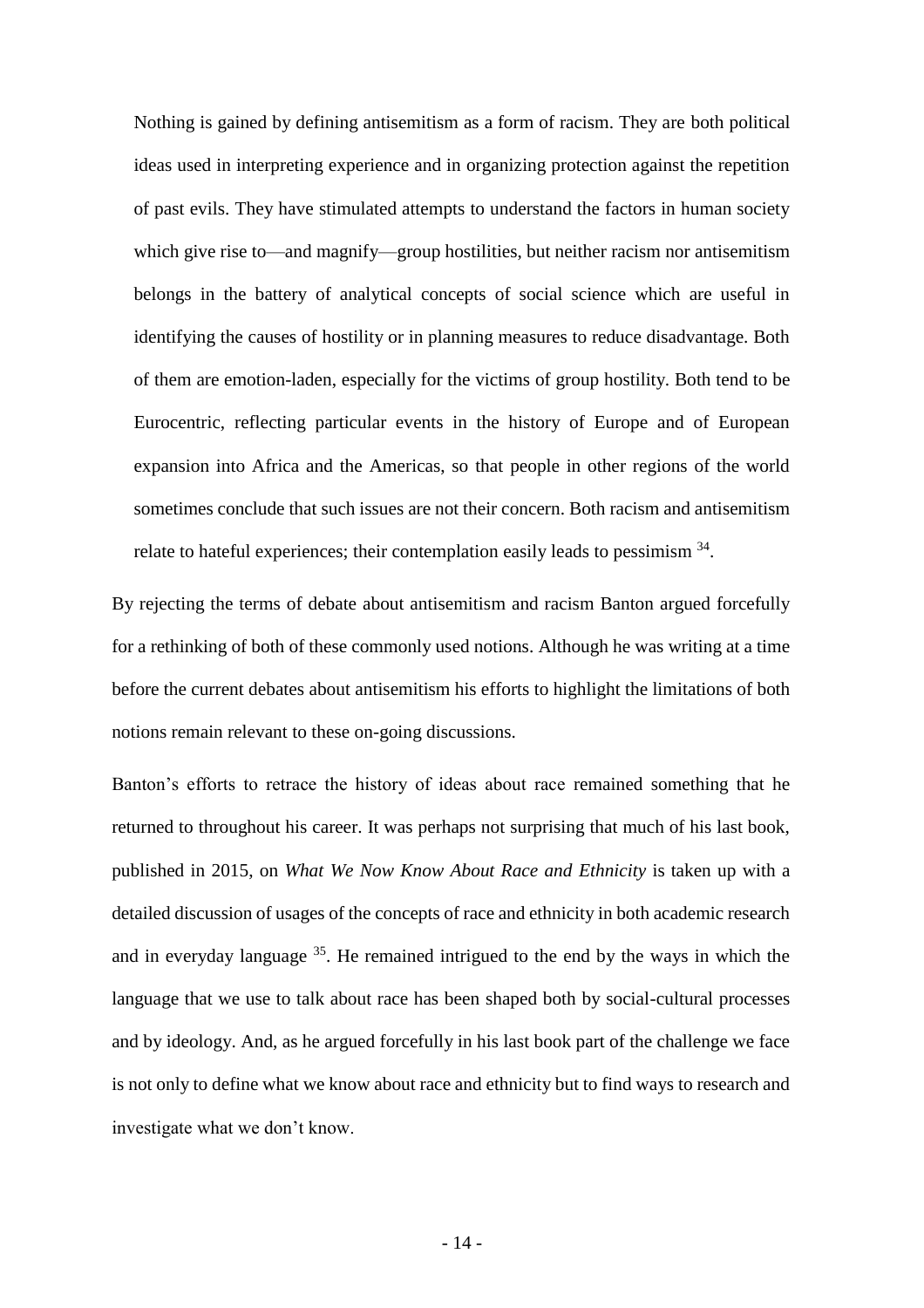> Nothing is gained by defining antisemitism as a form of racism. They are both political ideas used in interpreting experience and in organizing protection against the repetition of past evils. They have stimulated attempts to understand the factors in human society which give rise to—and magnify—group hostilities, but neither racism nor antisemitism belongs in the battery of analytical concepts of social science which are useful in identifying the causes of hostility or in planning measures to reduce disadvantage. Both of them are emotion-laden, especially for the victims of group hostility. Both tend to be Eurocentric, reflecting particular events in the history of Europe and of European expansion into Africa and the Americas, so that people in other regions of the world sometimes conclude that such issues are not their concern. Both racism and antisemitism relate to hateful experiences; their contemplation easily leads to pessimism [34].

By rejecting the terms of debate about antisemitism and racism Banton argued forcefully for a rethinking of both of these commonly used notions. Although he was writing at a time before the current debates about antisemitism his efforts to highlight the limitations of both notions remain relevant to these on-going discussions.

Banton's efforts to retrace the history of ideas about race remained something that he returned to throughout his career. It was perhaps not surprising that much of his last book, published in 2015, on *What We Now Know About Race and Ethnicity* is taken up with a detailed discussion of usages of the concepts of race and ethnicity in both academic research and in everyday language [35]. He remained intrigued to the end by the ways in which the language that we use to talk about race has been shaped both by social-cultural processes and by ideology. And, as he argued forcefully in his last book part of the challenge we face is not only to define what we know about race and ethnicity but to find ways to research and investigate what we don't know.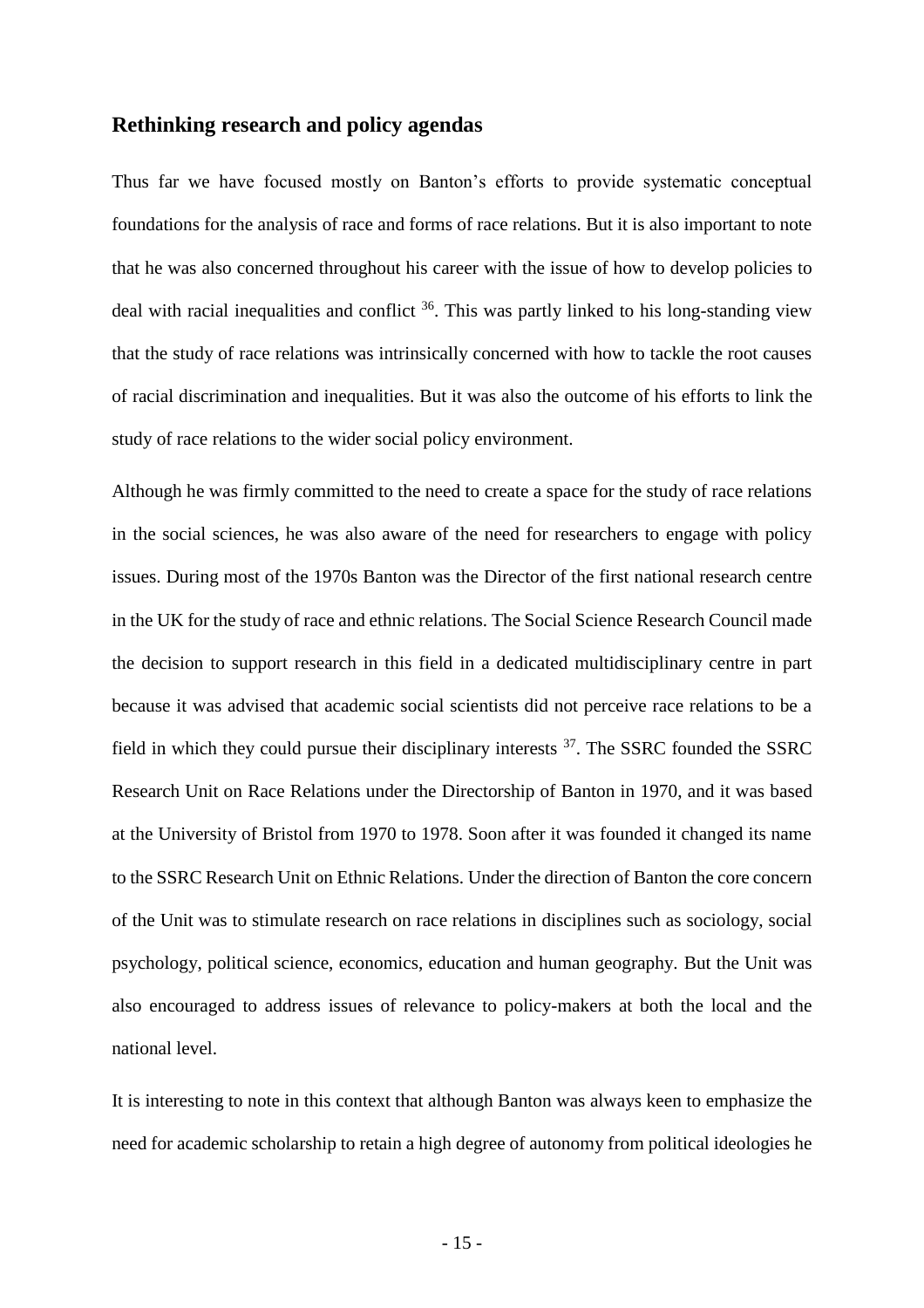## Rethinking research and policy agendas

Thus far we have focused mostly on Banton's efforts to provide systematic conceptual foundations for the analysis of race and forms of race relations. But it is also important to note that he was also concerned throughout his career with the issue of how to develop policies to deal with racial inequalities and conflict [36]. This was partly linked to his long-standing view that the study of race relations was intrinsically concerned with how to tackle the root causes of racial discrimination and inequalities. But it was also the outcome of his efforts to link the study of race relations to the wider social policy environment.

Although he was firmly committed to the need to create a space for the study of race relations in the social sciences, he was also aware of the need for researchers to engage with policy issues. During most of the 1970s Banton was the Director of the first national research centre in the UK for the study of race and ethnic relations. The Social Science Research Council made the decision to support research in this field in a dedicated multidisciplinary centre in part because it was advised that academic social scientists did not perceive race relations to be a field in which they could pursue their disciplinary interests [37]. The SSRC founded the SSRC Research Unit on Race Relations under the Directorship of Banton in 1970, and it was based at the University of Bristol from 1970 to 1978. Soon after it was founded it changed its name to the SSRC Research Unit on Ethnic Relations. Under the direction of Banton the core concern of the Unit was to stimulate research on race relations in disciplines such as sociology, social psychology, political science, economics, education and human geography. But the Unit was also encouraged to address issues of relevance to policy-makers at both the local and the national level.

It is interesting to note in this context that although Banton was always keen to emphasize the need for academic scholarship to retain a high degree of autonomy from political ideologies he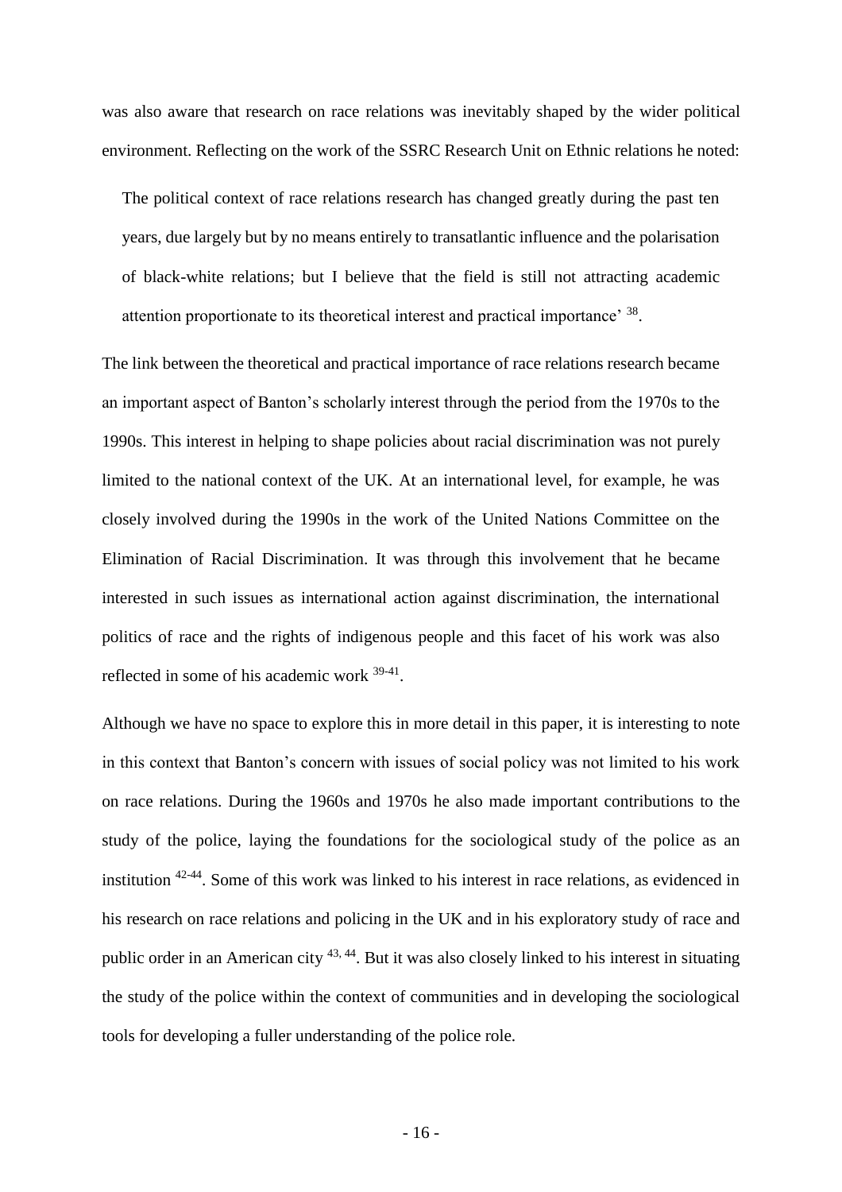was also aware that research on race relations was inevitably shaped by the wider political environment. Reflecting on the work of the SSRC Research Unit on Ethnic relations he noted:

> The political context of race relations research has changed greatly during the past ten years, due largely but by no means entirely to transatlantic influence and the polarisation of black-white relations; but I believe that the field is still not attracting academic attention proportionate to its theoretical interest and practical importance' [38].

The link between the theoretical and practical importance of race relations research became an important aspect of Banton's scholarly interest through the period from the 1970s to the 1990s. This interest in helping to shape policies about racial discrimination was not purely limited to the national context of the UK. At an international level, for example, he was closely involved during the 1990s in the work of the United Nations Committee on the Elimination of Racial Discrimination. It was through this involvement that he became interested in such issues as international action against discrimination, the international politics of race and the rights of indigenous people and this facet of his work was also reflected in some of his academic work [39-41].

Although we have no space to explore this in more detail in this paper, it is interesting to note in this context that Banton's concern with issues of social policy was not limited to his work on race relations. During the 1960s and 1970s he also made important contributions to the study of the police, laying the foundations for the sociological study of the police as an institution [42-44]. Some of this work was linked to his interest in race relations, as evidenced in his research on race relations and policing in the UK and in his exploratory study of race and public order in an American city [43, 44]. But it was also closely linked to his interest in situating the study of the police within the context of communities and in developing the sociological tools for developing a fuller understanding of the police role.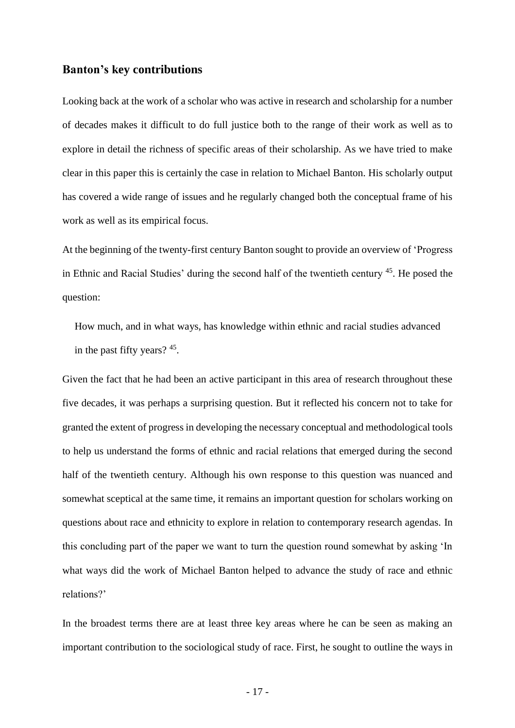## Banton's key contributions

Looking back at the work of a scholar who was active in research and scholarship for a number of decades makes it difficult to do full justice both to the range of their work as well as to explore in detail the richness of specific areas of their scholarship. As we have tried to make clear in this paper this is certainly the case in relation to Michael Banton. His scholarly output has covered a wide range of issues and he regularly changed both the conceptual frame of his work as well as its empirical focus.

At the beginning of the twenty-first century Banton sought to provide an overview of 'Progress in Ethnic and Racial Studies' during the second half of the twentieth century [45]. He posed the question:

> How much, and in what ways, has knowledge within ethnic and racial studies advanced in the past fifty years? [45].

Given the fact that he had been an active participant in this area of research throughout these five decades, it was perhaps a surprising question. But it reflected his concern not to take for granted the extent of progress in developing the necessary conceptual and methodological tools to help us understand the forms of ethnic and racial relations that emerged during the second half of the twentieth century. Although his own response to this question was nuanced and somewhat sceptical at the same time, it remains an important question for scholars working on questions about race and ethnicity to explore in relation to contemporary research agendas. In this concluding part of the paper we want to turn the question round somewhat by asking 'In what ways did the work of Michael Banton helped to advance the study of race and ethnic relations?'

In the broadest terms there are at least three key areas where he can be seen as making an important contribution to the sociological study of race. First, he sought to outline the ways in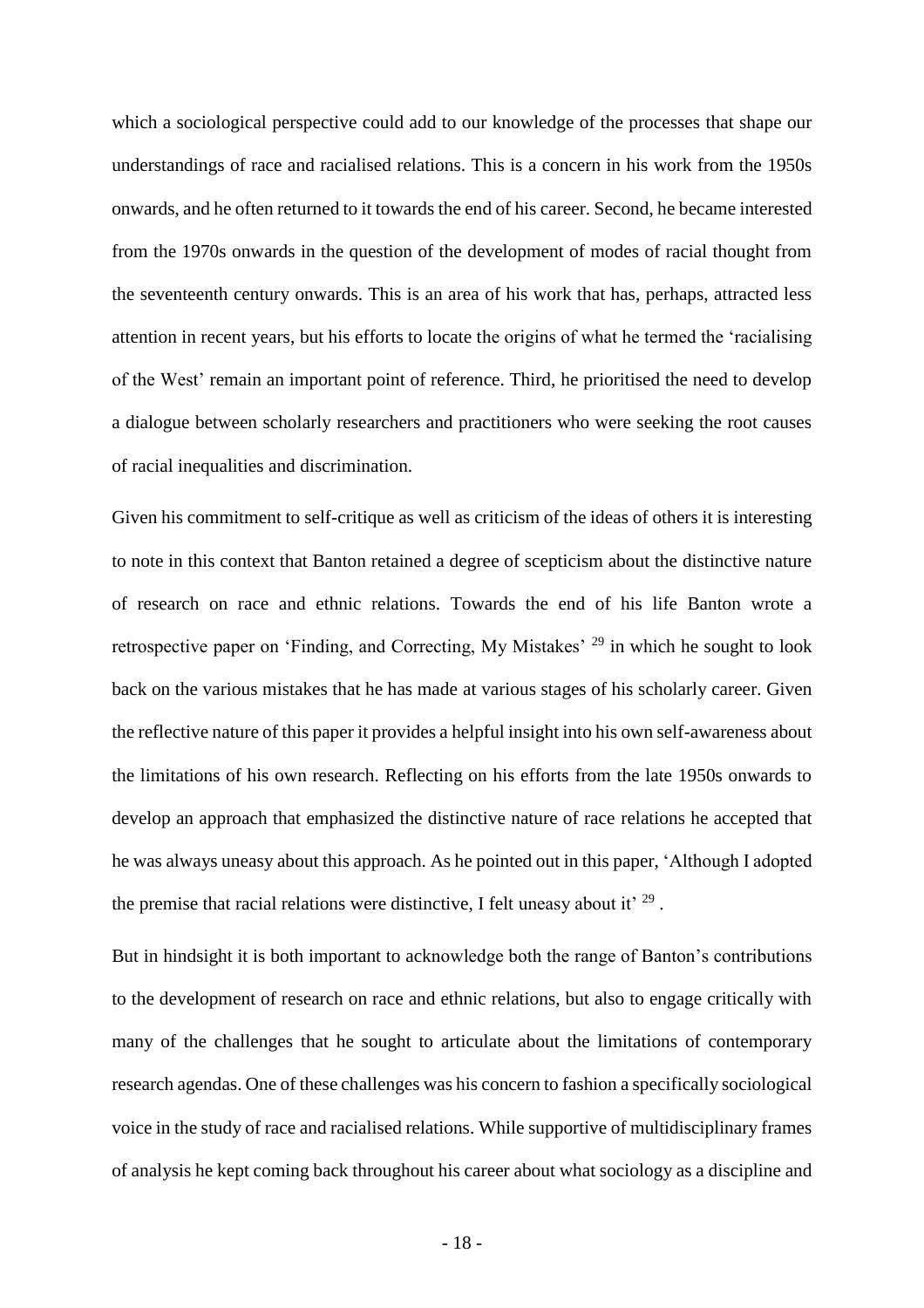which a sociological perspective could add to our knowledge of the processes that shape our understandings of race and racialised relations. This is a concern in his work from the 1950s onwards, and he often returned to it towards the end of his career. Second, he became interested from the 1970s onwards in the question of the development of modes of racial thought from the seventeenth century onwards. This is an area of his work that has, perhaps, attracted less attention in recent years, but his efforts to locate the origins of what he termed the 'racialising of the West' remain an important point of reference. Third, he prioritised the need to develop a dialogue between scholarly researchers and practitioners who were seeking the root causes of racial inequalities and discrimination.

Given his commitment to self-critique as well as criticism of the ideas of others it is interesting to note in this context that Banton retained a degree of scepticism about the distinctive nature of research on race and ethnic relations. Towards the end of his life Banton wrote a retrospective paper on 'Finding, and Correcting, My Mistakes' [29] in which he sought to look back on the various mistakes that he has made at various stages of his scholarly career. Given the reflective nature of this paper it provides a helpful insight into his own self-awareness about the limitations of his own research. Reflecting on his efforts from the late 1950s onwards to develop an approach that emphasized the distinctive nature of race relations he accepted that he was always uneasy about this approach. As he pointed out in this paper, 'Although I adopted the premise that racial relations were distinctive, I felt uneasy about it' [29].

But in hindsight it is both important to acknowledge both the range of Banton's contributions to the development of research on race and ethnic relations, but also to engage critically with many of the challenges that he sought to articulate about the limitations of contemporary research agendas. One of these challenges was his concern to fashion a specifically sociological voice in the study of race and racialised relations. While supportive of multidisciplinary frames of analysis he kept coming back throughout his career about what sociology as a discipline and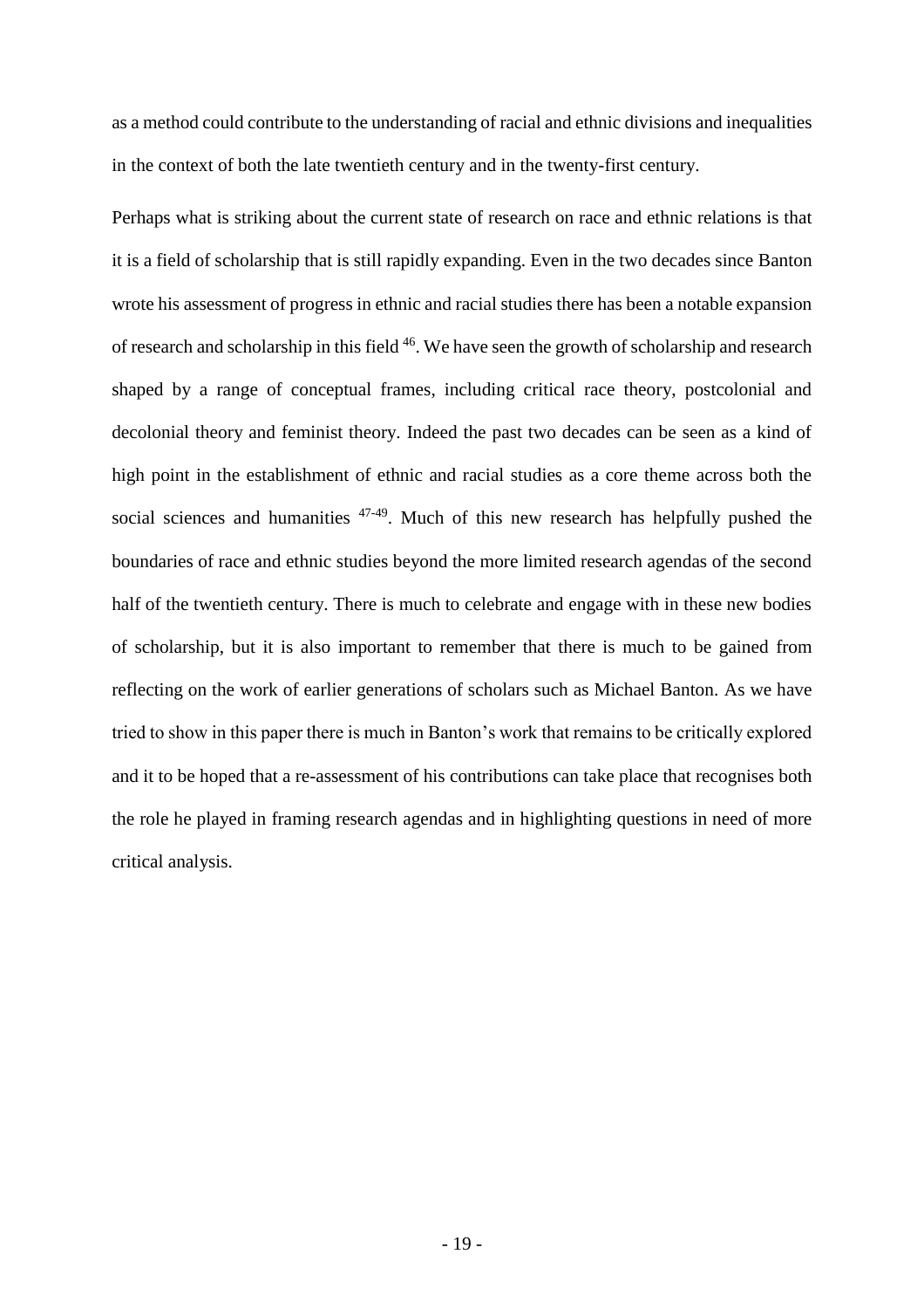as a method could contribute to the understanding of racial and ethnic divisions and inequalities in the context of both the late twentieth century and in the twenty-first century.

Perhaps what is striking about the current state of research on race and ethnic relations is that it is a field of scholarship that is still rapidly expanding. Even in the two decades since Banton wrote his assessment of progress in ethnic and racial studies there has been a notable expansion of research and scholarship in this field [46]. We have seen the growth of scholarship and research shaped by a range of conceptual frames, including critical race theory, postcolonial and decolonial theory and feminist theory. Indeed the past two decades can be seen as a kind of high point in the establishment of ethnic and racial studies as a core theme across both the social sciences and humanities [47-49]. Much of this new research has helpfully pushed the boundaries of race and ethnic studies beyond the more limited research agendas of the second half of the twentieth century. There is much to celebrate and engage with in these new bodies of scholarship, but it is also important to remember that there is much to be gained from reflecting on the work of earlier generations of scholars such as Michael Banton. As we have tried to show in this paper there is much in Banton's work that remains to be critically explored and it to be hoped that a re-assessment of his contributions can take place that recognises both the role he played in framing research agendas and in highlighting questions in need of more critical analysis.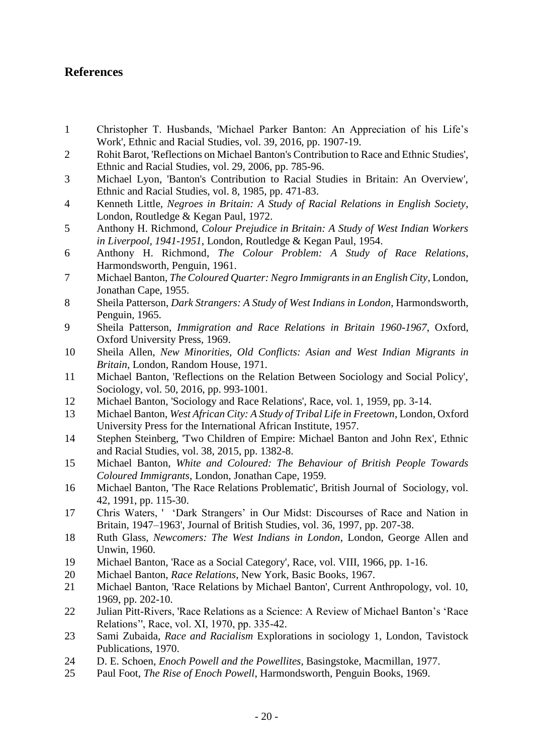## References

1. Christopher T. Husbands, 'Michael Parker Banton: An Appreciation of his Life's Work', Ethnic and Racial Studies, vol. 39, 2016, pp. 1907-19.
2. Rohit Barot, 'Reflections on Michael Banton's Contribution to Race and Ethnic Studies', Ethnic and Racial Studies, vol. 29, 2006, pp. 785-96.
3. Michael Lyon, 'Banton's Contribution to Racial Studies in Britain: An Overview', Ethnic and Racial Studies, vol. 8, 1985, pp. 471-83.
4. Kenneth Little, *Negroes in Britain: A Study of Racial Relations in English Society*, London, Routledge & Kegan Paul, 1972.
5. Anthony H. Richmond, *Colour Prejudice in Britain: A Study of West Indian Workers in Liverpool, 1941-1951*, London, Routledge & Kegan Paul, 1954.
6. Anthony H. Richmond, *The Colour Problem: A Study of Race Relations*, Harmondsworth, Penguin, 1961.
7. Michael Banton, *The Coloured Quarter: Negro Immigrants in an English City*, London, Jonathan Cape, 1955.
8. Sheila Patterson, *Dark Strangers: A Study of West Indians in London*, Harmondsworth, Penguin, 1965.
9. Sheila Patterson, *Immigration and Race Relations in Britain 1960-1967*, Oxford, Oxford University Press, 1969.
10. Sheila Allen, *New Minorities, Old Conflicts: Asian and West Indian Migrants in Britain*, London, Random House, 1971.
11. Michael Banton, 'Reflections on the Relation Between Sociology and Social Policy', Sociology, vol. 50, 2016, pp. 993-1001.
12. Michael Banton, 'Sociology and Race Relations', Race, vol. 1, 1959, pp. 3-14.
13. Michael Banton, *West African City: A Study of Tribal Life in Freetown*, London, Oxford University Press for the International African Institute, 1957.
14. Stephen Steinberg, 'Two Children of Empire: Michael Banton and John Rex', Ethnic and Racial Studies, vol. 38, 2015, pp. 1382-8.
15. Michael Banton, *White and Coloured: The Behaviour of British People Towards Coloured Immigrants*, London, Jonathan Cape, 1959.
16. Michael Banton, 'The Race Relations Problematic', British Journal of Sociology, vol. 42, 1991, pp. 115-30.
17. Chris Waters, ' 'Dark Strangers' in Our Midst: Discourses of Race and Nation in Britain, 1947–1963', Journal of British Studies, vol. 36, 1997, pp. 207-38.
18. Ruth Glass, *Newcomers: The West Indians in London*, London, George Allen and Unwin, 1960.
19. Michael Banton, 'Race as a Social Category', Race, vol. VIII, 1966, pp. 1-16.
20. Michael Banton, *Race Relations*, New York, Basic Books, 1967.
21. Michael Banton, 'Race Relations by Michael Banton', Current Anthropology, vol. 10, 1969, pp. 202-10.
22. Julian Pitt-Rivers, 'Race Relations as a Science: A Review of Michael Banton's 'Race Relations'', Race, vol. XI, 1970, pp. 335-42.
23. Sami Zubaida, *Race and Racialism* Explorations in sociology 1, London, Tavistock Publications, 1970.
24. D. E. Schoen, *Enoch Powell and the Powellites*, Basingstoke, Macmillan, 1977.
25. Paul Foot, *The Rise of Enoch Powell*, Harmondsworth, Penguin Books, 1969.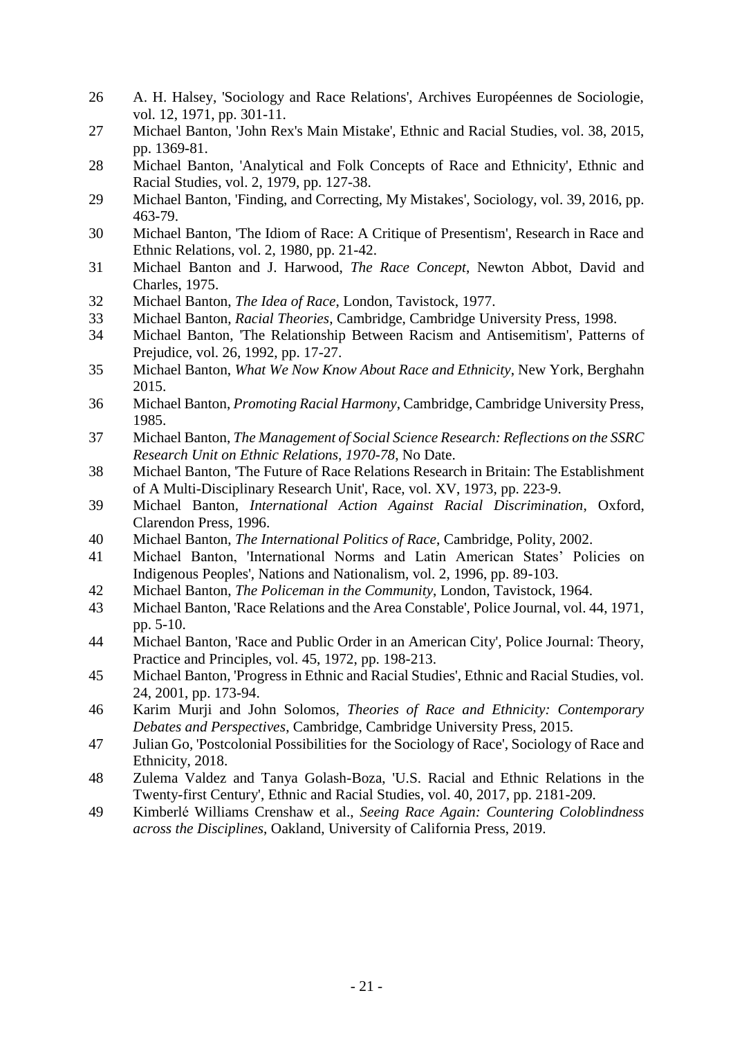26 A. H. Halsey, 'Sociology and Race Relations', Archives Européennes de Sociologie, vol. 12, 1971, pp. 301-11.

27 Michael Banton, 'John Rex's Main Mistake', Ethnic and Racial Studies, vol. 38, 2015, pp. 1369-81.

28 Michael Banton, 'Analytical and Folk Concepts of Race and Ethnicity', Ethnic and Racial Studies, vol. 2, 1979, pp. 127-38.

29 Michael Banton, 'Finding, and Correcting, My Mistakes', Sociology, vol. 39, 2016, pp. 463-79.

30 Michael Banton, 'The Idiom of Race: A Critique of Presentism', Research in Race and Ethnic Relations, vol. 2, 1980, pp. 21-42.

31 Michael Banton and J. Harwood, *The Race Concept*, Newton Abbot, David and Charles, 1975.

32 Michael Banton, *The Idea of Race*, London, Tavistock, 1977.

33 Michael Banton, *Racial Theories*, Cambridge, Cambridge University Press, 1998.

34 Michael Banton, 'The Relationship Between Racism and Antisemitism', Patterns of Prejudice, vol. 26, 1992, pp. 17-27.

35 Michael Banton, *What We Now Know About Race and Ethnicity*, New York, Berghahn 2015.

36 Michael Banton, *Promoting Racial Harmony*, Cambridge, Cambridge University Press, 1985.

37 Michael Banton, *The Management of Social Science Research: Reflections on the SSRC Research Unit on Ethnic Relations, 1970-78*, No Date.

38 Michael Banton, 'The Future of Race Relations Research in Britain: The Establishment of A Multi-Disciplinary Research Unit', Race, vol. XV, 1973, pp. 223-9.

39 Michael Banton, *International Action Against Racial Discrimination*, Oxford, Clarendon Press, 1996.

40 Michael Banton, *The International Politics of Race*, Cambridge, Polity, 2002.

41 Michael Banton, 'International Norms and Latin American States' Policies on Indigenous Peoples', Nations and Nationalism, vol. 2, 1996, pp. 89-103.

42 Michael Banton, *The Policeman in the Community*, London, Tavistock, 1964.

43 Michael Banton, 'Race Relations and the Area Constable', Police Journal, vol. 44, 1971, pp. 5-10.

44 Michael Banton, 'Race and Public Order in an American City', Police Journal: Theory, Practice and Principles, vol. 45, 1972, pp. 198-213.

45 Michael Banton, 'Progress in Ethnic and Racial Studies', Ethnic and Racial Studies, vol. 24, 2001, pp. 173-94.

46 Karim Murji and John Solomos, *Theories of Race and Ethnicity: Contemporary Debates and Perspectives*, Cambridge, Cambridge University Press, 2015.

47 Julian Go, 'Postcolonial Possibilities for the Sociology of Race', Sociology of Race and Ethnicity, 2018.

48 Zulema Valdez and Tanya Golash-Boza, 'U.S. Racial and Ethnic Relations in the Twenty-first Century', Ethnic and Racial Studies, vol. 40, 2017, pp. 2181-209.

49 Kimberlé Williams Crenshaw et al., *Seeing Race Again: Countering Coloblindness across the Disciplines*, Oakland, University of California Press, 2019.